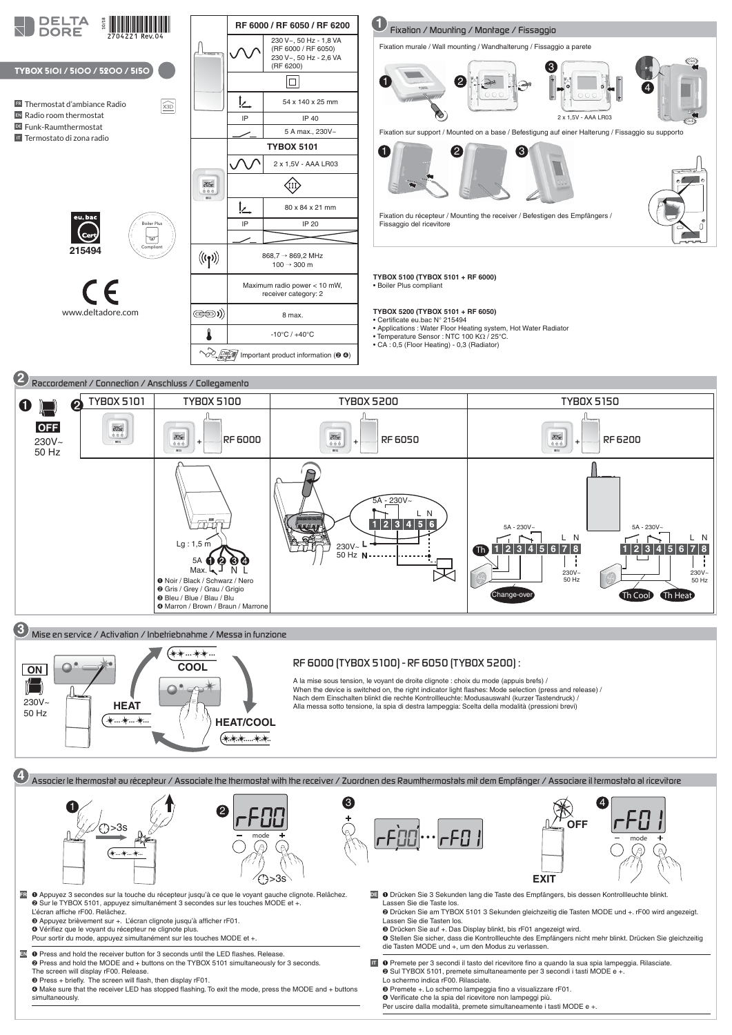DELTA DORE

10/18

2704221 Rev.04

# TYBOX 5101 / 5100 / 5200 / 5150

- FR Thermostat d'ambiance Radio
- EN Radio room thermostat
- DE Funk-Raumthermostat
- IT Termostato di zona radio

eu.bac Cert 215494

Boiler Plus Compliant

CE

www.deltadore.com

| | RF 6000 / RF 6050 / RF 6200 |
|---|---|
| | 230 V~, 50 Hz - 1,8 VA (RF 6000 / RF 6050) 230 V~, 50 Hz - 2,6 VA (RF 6200) |
| | 54 x 140 x 25 mm |
| IP | IP 40 |
| | 5 A max., 230V~ |
| | **TYBOX 5101** |
| | 2 x 1,5V - AAA LR03 |
| | 80 x 84 x 21 mm |
| IP | IP 20 |
| | 868,7 → 869,2 MHz 100 → 300 m |
| | Maximum radio power < 10 mW, receiver category: 2 |
| | 8 max. |
| | -10°C / +40°C |
| | Important product information (❷ ❹) |

## 1 Fixation / Mounting / Montage / Fissaggio

Fixation murale / Wall mounting / Wandhalterung / Fissaggio a parete

2 x 1,5V - AAA LR03

Fixation sur support / Mounted on a base / Befestigung auf einer Halterung / Fissaggio su supporto

Fixation du récepteur / Mounting the receiver / Befestigen des Empfängers / Fissaggio del ricevitore

**TYBOX 5100 (TYBOX 5101 + RF 6000)**
- Boiler Plus compliant

**TYBOX 5200 (TYBOX 5101 + RF 6050)**
- Certificate eu.bac N° 215494
- Applications : Water Floor Heating system, Hot Water Radiator
- Temperature Sensor : NTC 100 KΩ / 25°C.
- CA : 0,5 (Floor Heating) - 0,3 (Radiator)

## 2 Raccordement / Connection / Anschluss / Collegamento

❶ OFF 230V~ 50 Hz

❷ TYBOX 5101 | TYBOX 5100 (RF 6000) | TYBOX 5200 (RF 6050) | TYBOX 5150 (RF 6200)

Lg : 1,5 m

5A Max. ❶ ❷ ❸ ❹ N L

- ❶ Noir / Black / Schwarz / Nero
- ❷ Gris / Grey / Grau / Grigio
- ❸ Bleu / Blue / Blau / Blu
- ❹ Marron / Brown / Braun / Marrone

5A - 230V~ L N 1 2 3 4 5 6

230V~ L 50 Hz N

5A - 230V~ L N Th 1 2 3 4 5 6 7 8 230V~ 50 Hz Change-over

5A - 230V~ L N 1 2 3 4 5 6 7 8 230V~ 50 Hz Th Cool Th Heat

## 3 Mise en service / Activation / Inbetriebnahme / Messa in funzione

ON 230V~ 50 Hz

HEAT — COOL — HEAT/COOL

### RF 6000 (TYBOX 5100) - RF 6050 (TYBOX 5200) :

A la mise sous tension, le voyant de droite clignote : choix du mode (appuis brefs) /
When the device is switched on, the right indicator light flashes: Mode selection (press and release) /
Nach dem Einschalten blinkt die rechte Kontrollleuchte: Modusauswahl (kurzer Tastendruck) /
Alla messa sotto tensione, la spia di destra lampeggia: Scelta della modalità (pressioni brevi)

## 4 Associer le thermostat au récepteur / Associate the thermostat with the receiver / Zuordnen des Raumthermostats mit dem Empfänger / Associare il termostato al ricevitore

❶ >3s ❷ rF00 mode >3s ❸ rF00 ... rF01 ❹ OFF rF01 EXIT

**FR**
❶ Appuyez 3 secondes sur la touche du récepteur jusqu'à ce que le voyant gauche clignote. Relâchez.
❷ Sur le TYBOX 5101, appuyez simultanément 3 secondes sur les touches MODE et +.
L'écran affiche rF00. Relâchez.
❸ Appuyez brièvement sur +. L'écran clignote jusqu'à afficher rF01.
❹ Vérifiez que le voyant du récepteur ne clignote plus.
Pour sortir du mode, appuyez simultanément sur les touches MODE et +.

**EN**
❶ Press and hold the receiver button for 3 seconds until the LED flashes. Release.
❷ Press and hold the MODE and + buttons on the TYBOX 5101 simultaneously for 3 seconds.
The screen will display rF00. Release.
❸ Press + briefly. The screen will flash, then display rF01.
❹ Make sure that the receiver LED has stopped flashing. To exit the mode, press the MODE and + buttons simultaneously.

**DE**
❶ Drücken Sie 3 Sekunden lang die Taste des Empfängers, bis dessen Kontrollleuchte blinkt.
Lassen Sie die Taste los.
❷ Drücken Sie am TYBOX 5101 3 Sekunden gleichzeitig die Tasten MODE und +. rF00 wird angezeigt.
Lassen Sie die Tasten los.
❸ Drücken Sie auf +. Das Display blinkt, bis rF01 angezeigt wird.
❹ Stellen Sie sicher, dass die Kontrollleuchte des Empfängers nicht mehr blinkt. Drücken Sie gleichzeitig die Tasten MODE und +, um den Modus zu verlassen.

**IT**
❶ Premete per 3 secondi il tasto del ricevitore fino a quando la sua spia lampeggia. Rilasciate.
❷ Sul TYBOX 5101, premete simultaneamente per 3 secondi i tasti MODE e +.
Lo schermo indica rF00. Rilasciate.
❸ Premete +. Lo schermo lampeggia fino a visualizzare rF01.
❹ Verificate che la spia del ricevitore non lampeggi più.
Per uscire dalla modalità, premete simultaneamente i tasti MODE e +.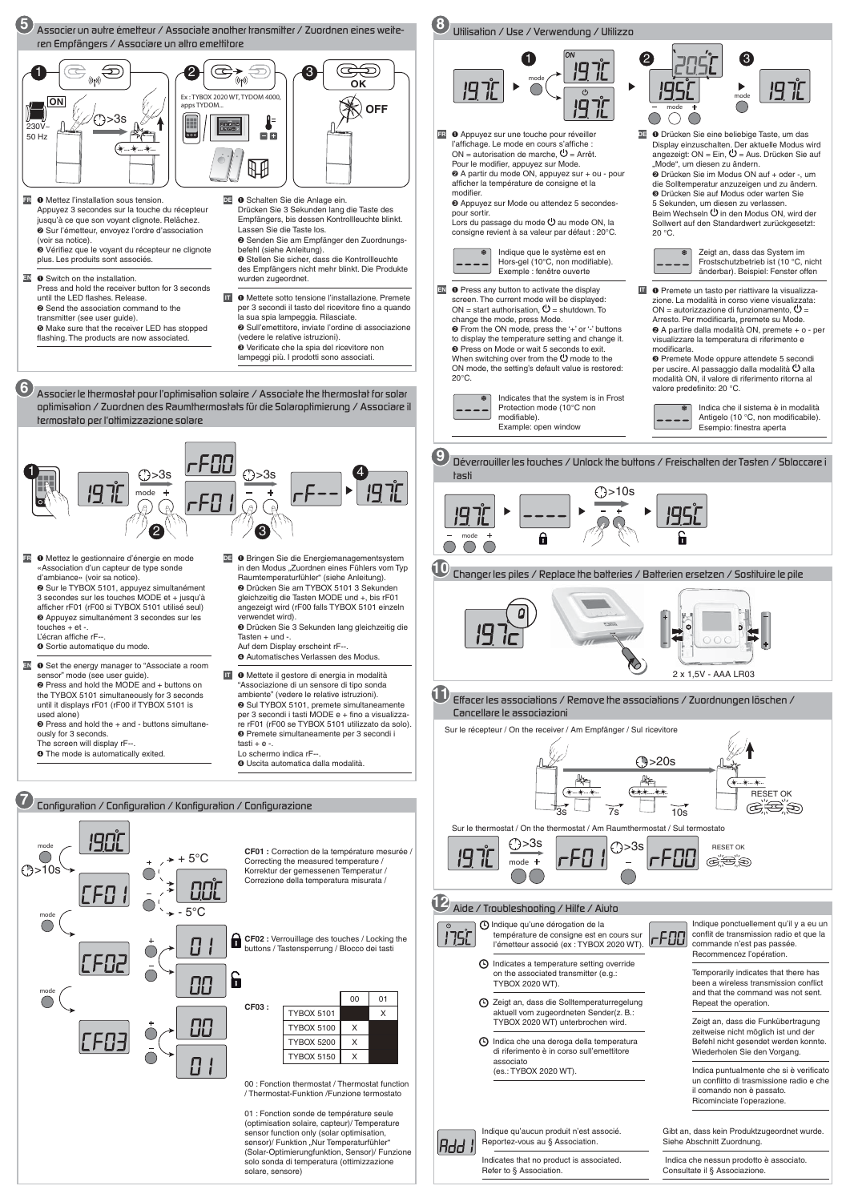## 5 Associer un autre émetteur / Associate another transmitter / Zuordnen eines weiteren Empfängers / Associare un altro emettitore

ON

230V~
50 Hz

>3s

Ex : TYBOX 2020 WT, TYDOM 4000, apps TYDOM...

OK

OFF

FR ❶ Mettez l'installation sous tension.
Appuyez 3 secondes sur la touche du récepteur jusqu'à ce que son voyant clignote. Relâchez.
❷ Sur l'émetteur, envoyez l'ordre d'association (voir sa notice).
❸ Vérifiez que le voyant du récepteur ne clignote plus. Les produits sont associés.

EN ❶ Switch on the installation.
Press and hold the receiver button for 3 seconds until the LED flashes. Release.
❷ Send the association command to the transmitter (see user guide).
❸ Make sure that the receiver LED has stopped flashing. The products are now associated.

DE ❶ Schalten Sie die Anlage ein.
Drücken Sie 3 Sekunden lang die Taste des Empfängers, bis dessen Kontrollleuchte blinkt. Lassen Sie die Taste los.
❷ Senden Sie am Empfänger den Zuordnungsbefehl (siehe Anleitung).
❸ Stellen Sie sicher, dass die Kontrollleuchte des Empfängers nicht mehr blinkt. Die Produkte wurden zugeordnet.

IT ❶ Mettete sotto tensione l'installazione. Premete per 3 secondi il tasto del ricevitore fino a quando la sua spia lampeggia. Rilasciate.
❷ Sull'emettitore, inviate l'ordine di associazione (vedere le relative istruzioni).
❸ Verificate che la spia del ricevitore non lampeggi più. I prodotti sono associati.

## 6 Associer le thermostat pour l'optimisation solaire / Associate the thermostat for solar optimisation / Zuordnen des Raumthermostats für die Solaroptimierung / Associare il termostato per l'ottimizzazione solare

19.7°C   >3s   mode +   rF00 / rF01   >3s   − +   rF--   19.7°C

FR ❶ Mettez le gestionnaire d'énergie en mode «Association d'un capteur de type sonde d'ambiance» (voir sa notice).
❷ Sur le TYBOX 5101, appuyez simultanément 3 secondes sur les touches MODE et + jusqu'à afficher rF01 (rF00 si TYBOX 5101 utilisé seul)
❸ Appuyez simultanément 3 secondes sur les touches + et -.
L'écran affiche rF--.
❹ Sortie automatique du mode.

EN ❶ Set the energy manager to "Associate a room sensor" mode (see user guide).
❷ Press and hold the MODE and + buttons on the TYBOX 5101 simultaneously for 3 seconds until it displays rF01 (rF00 if TYBOX 5101 is used alone)
❸ Press and hold the + and - buttons simultaneously for 3 seconds.
The screen will display rF--.
❹ The mode is automatically exited.

DE ❶ Bringen Sie die Energiemanagementsystem in den Modus „Zuordnen eines Fühlers vom Typ Raumtemperaturfühler" (siehe Anleitung).
❷ Drücken Sie am TYBOX 5101 3 Sekunden gleichzeitig die Tasten MODE und +, bis rF01 angezeigt wird (rF00 falls TYBOX 5101 einzeln verwendet wird).
❸ Drücken Sie 3 Sekunden lang gleichzeitig die Tasten + und -.
Auf dem Display erscheint rF--.
❹ Automatisches Verlassen des Modus.

IT ❶ Mettete il gestore di energia in modalità "Associazione di un sensore di tipo sonda ambiente" (vedere le relative istruzioni).
❷ Sul TYBOX 5101, premete simultaneamente per 3 secondi i tasti MODE e + fino a visualizzare rF01 (rF00 se TYBOX 5101 utilizzato da solo).
❸ Premete simultaneamente per 3 secondi i tasti + e -.
Lo schermo indica rF--.
❹ Uscita automatica dalla modalità.

## 7 Configuration / Configuration / Konfiguration / Configurazione

mode >10s   19.0°C   CF01   + +5°C   0.0°C   − -5°C

**CF01 :** Correction de la température mesurée / Correcting the measured temperature / Korrektur der gemessenen Temperatur / Correzione della temperatura misurata /

mode   CF02   + 01   − 00

**CF02 :** Verrouillage des touches / Locking the buttons / Tastensperrung / Blocco dei tasti

mode   CF03   + 00   − 01

**CF03 :**

| | 00 | 01 |
|---|---|---|
| TYBOX 5101 | | X |
| TYBOX 5100 | X | |
| TYBOX 5200 | X | |
| TYBOX 5150 | X | |

00 : Fonction thermostat / Thermostat function / Thermostat-Funktion /Funzione termostato

01 : Fonction sonde de température seule (optimisation solaire, capteur)/ Temperature sensor function only (solar optimisation, sensor)/ Funktion „Nur Temperaturfühler" (Solar-Optimierungfunktion, Sensor)/ Funzione solo sonda di temperatura (ottimizzazione solare, sensore)

## 8 Utilisation / Use / Verwendung / Utilizzo

19.7°C   mode   ON 19.7°C / ⏻ 19.7°C   20.5°C   19.5°C   − mode +   19.7°C   mode

FR ❶ Appuyez sur une touche pour réveiller l'affichage. Le mode en cours s'affiche :
ON = autorisation de marche, ⏻ = Arrêt.
Pour le modifier, appuyez sur Mode.
❷ A partir du mode ON, appuyez sur + ou - pour afficher la température de consigne et la modifier.
❸ Appuyez sur Mode ou attendez 5 secondes pour sortir.
Lors du passage du mode ⏻ au mode ON, la consigne revient à sa valeur par défaut : 20°C.

Indique que le système est en Hors-gel (10°C, non modifiable). Exemple : fenêtre ouverte

EN ❶ Press any button to activate the display screen. The current mode will be displayed:
ON = start authorisation, ⏻ = shutdown. To change the mode, press Mode.
❷ From the ON mode, press the '+' or '-' buttons to display the temperature setting and change it.
❸ Press on Mode or wait 5 seconds to exit.
When switching over from the ⏻ mode to the ON mode, the setting's default value is restored: 20°C.

Indicates that the system is in Frost Protection mode (10°C non modifiable).
Example: open window

DE ❶ Drücken Sie eine beliebige Taste, um das Display einzuschalten. Der aktuelle Modus wird angezeigt: ON = Ein, ⏻ = Aus. Drücken Sie auf „Mode", um diesen zu ändern.
❷ Drücken Sie im Modus ON auf + oder -, um die Solltemperatur anzuzeigen und zu ändern.
❸ Drücken Sie auf Modus oder warten Sie 5 Sekunden, um diesen zu verlassen.
Beim Wechseln ⏻ in den Modus ON, wird der Sollwert auf den Standardwert zurückgesetzt: 20 °C.

Zeigt an, dass das System im Frostschutzbetrieb ist (10 °C, nicht änderbar). Beispiel: Fenster offen

IT ❶ Premete un tasto per riattivare la visualizzazione. La modalità in corso viene visualizzata: ON = autorizzazione di funzionamento, ⏻ = Arresto. Per modificarla, premete su Mode.
❷ A partire dalla modalità ON, premete + o - per visualizzare la temperatura di riferimento e modificarla.
❸ Premete Mode oppure attendete 5 secondi per uscire. Al passaggio dalla modalità ⏻ alla modalità ON, il valore di riferimento ritorna al valore predefinito: 20 °C.

Indica che il sistema è in modalità Antigelo (10 °C, non modificabile). Esempio: finestra aperta

## 9 Déverrouiller les touches / Unlock the buttons / Freischalten der Tasten / Sbloccare i tasti

19.7°C   − mode +   ----   >10s   − +   19.5°C

## 10 Changer les piles / Replace the batteries / Batterien ersetzen / Sostituire le pile

19.7°C

2 x 1,5V - AAA LR03

## 11 Effacer les associations / Remove the associations / Zuordnungen löschen / Cancellare le associazioni

Sur le récepteur / On the receiver / Am Empfänger / Sul ricevitore

>20s   3s   7s   10s   RESET OK

Sur le thermostat / On the thermostat / Am Raumthermostat / Sul termostato

19.7°C   >3s   mode +   rF01   >3s   −   rF00   RESET OK

## 12 Aide / Troubleshooting / Hilfe / Aiuto

17.5°C

Indique qu'une dérogation de la température de consigne est en cours sur l'émetteur associé (ex : TYBOX 2020 WT).

Indicates a temperature setting override on the associated transmitter (e.g.: TYBOX 2020 WT).

Zeigt an, dass die Solltemperaturregelung aktuell vom zugeordneten Sender(z. B.: TYBOX 2020 WT) unterbrochen wird.

Indica che una deroga della temperatura di riferimento è in corso sull'emettitore associato
(es.: TYBOX 2020 WT).

rF00

Indique ponctuellement qu'il y a eu un conflit de transmission radio et que la commande n'est pas passée. Recommencez l'opération.

Temporarily indicates that there has been a wireless transmission conflict and that the command was not sent. Repeat the operation.

Zeigt an, dass die Funkübertragung zeitweise nicht möglich ist und der Befehl nicht gesendet werden konnte. Wiederholen Sie den Vorgang.

Indica puntualmente che si è verificato un conflitto di trasmissione radio e che il comando non è passato. Ricominciate l'operazione.

Add 1

Indique qu'aucun produit n'est associé. Reportez-vous au § Association.

Indicates that no product is associated. Refer to § Association.

Gibt an, dass kein Produktzugeordnet wurde. Siehe Abschnitt Zuordnung.

Indica che nessun prodotto è associato. Consultate il § Associazione.